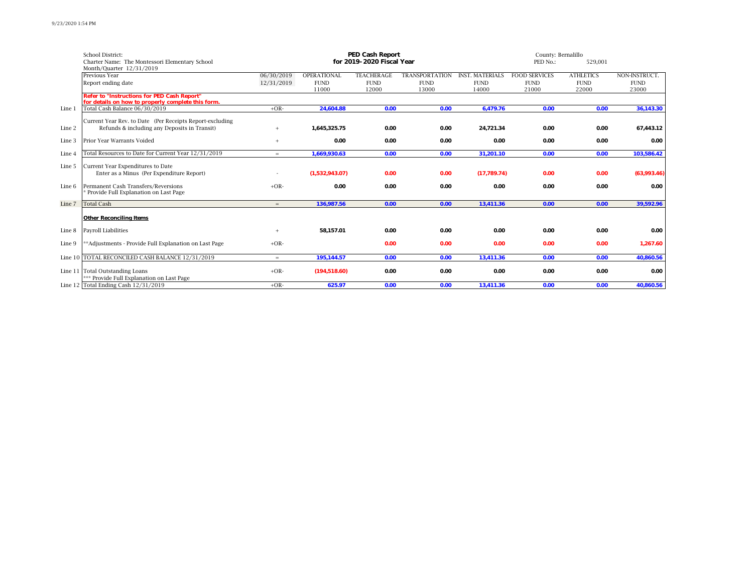School District:
Charter Name: The Montessori Elementary School
Month/Quarter 12/31/2019

**PED Cash Report**
**for 2019-2020 Fiscal Year**

County: Bernalillo
PED No.: 529,001

| | | | OPERATIONAL | TEACHERAGE | TRANSPORTATION | INST. MATERIALS | FOOD SERVICES | ATHLETICS | NON-INSTRUCT. |
|---|---|---|---|---|---|---|---|---|---|
| | Previous Year | 06/30/2019 | FUND | FUND | FUND | FUND | FUND | FUND | FUND |
| | Report ending date | 12/31/2019 | 11000 | 12000 | 13000 | 14000 | 21000 | 22000 | 23000 |
| | **Refer to "Instructions for PED Cash Report" for details on how to properly complete this form.** | | | | | | | | |
| Line 1 | Total Cash Balance 06/30/2019 | +OR- | 24,604.88 | 0.00 | 0.00 | 6,479.76 | 0.00 | 0.00 | 36,143.30 |
| Line 2 | Current Year Rev. to Date (Per Receipts Report-excluding Refunds & including any Deposits in Transit) | + | 1,645,325.75 | 0.00 | 0.00 | 24,721.34 | 0.00 | 0.00 | 67,443.12 |
| Line 3 | Prior Year Warrants Voided | + | 0.00 | 0.00 | 0.00 | 0.00 | 0.00 | 0.00 | 0.00 |
| Line 4 | Total Resources to Date for Current Year 12/31/2019 | = | 1,669,930.63 | 0.00 | 0.00 | 31,201.10 | 0.00 | 0.00 | 103,586.42 |
| Line 5 | Current Year Expenditures to Date Enter as a Minus (Per Expenditure Report) | - | (1,532,943.07) | 0.00 | 0.00 | (17,789.74) | 0.00 | 0.00 | (63,993.46) |
| Line 6 | Permanent Cash Transfers/Reversions * Provide Full Explanation on Last Page | +OR- | 0.00 | 0.00 | 0.00 | 0.00 | 0.00 | 0.00 | 0.00 |
| Line 7 | Total Cash | = | 136,987.56 | 0.00 | 0.00 | 13,411.36 | 0.00 | 0.00 | 39,592.96 |
| | **Other Reconciling Items** | | | | | | | | |
| Line 8 | Payroll Liabilities | + | 58,157.01 | 0.00 | 0.00 | 0.00 | 0.00 | 0.00 | 0.00 |
| Line 9 | **Adjustments - Provide Full Explanation on Last Page | +OR- | | 0.00 | 0.00 | 0.00 | 0.00 | 0.00 | 1,267.60 |
| Line 10 | TOTAL RECONCILED CASH BALANCE 12/31/2019 | = | 195,144.57 | 0.00 | 0.00 | 13,411.36 | 0.00 | 0.00 | 40,860.56 |
| Line 11 | Total Outstanding Loans *** Provide Full Explanation on Last Page | +OR- | (194,518.60) | 0.00 | 0.00 | 0.00 | 0.00 | 0.00 | 0.00 |
| Line 12 | Total Ending Cash 12/31/2019 | +OR- | 625.97 | 0.00 | 0.00 | 13,411.36 | 0.00 | 0.00 | 40,860.56 |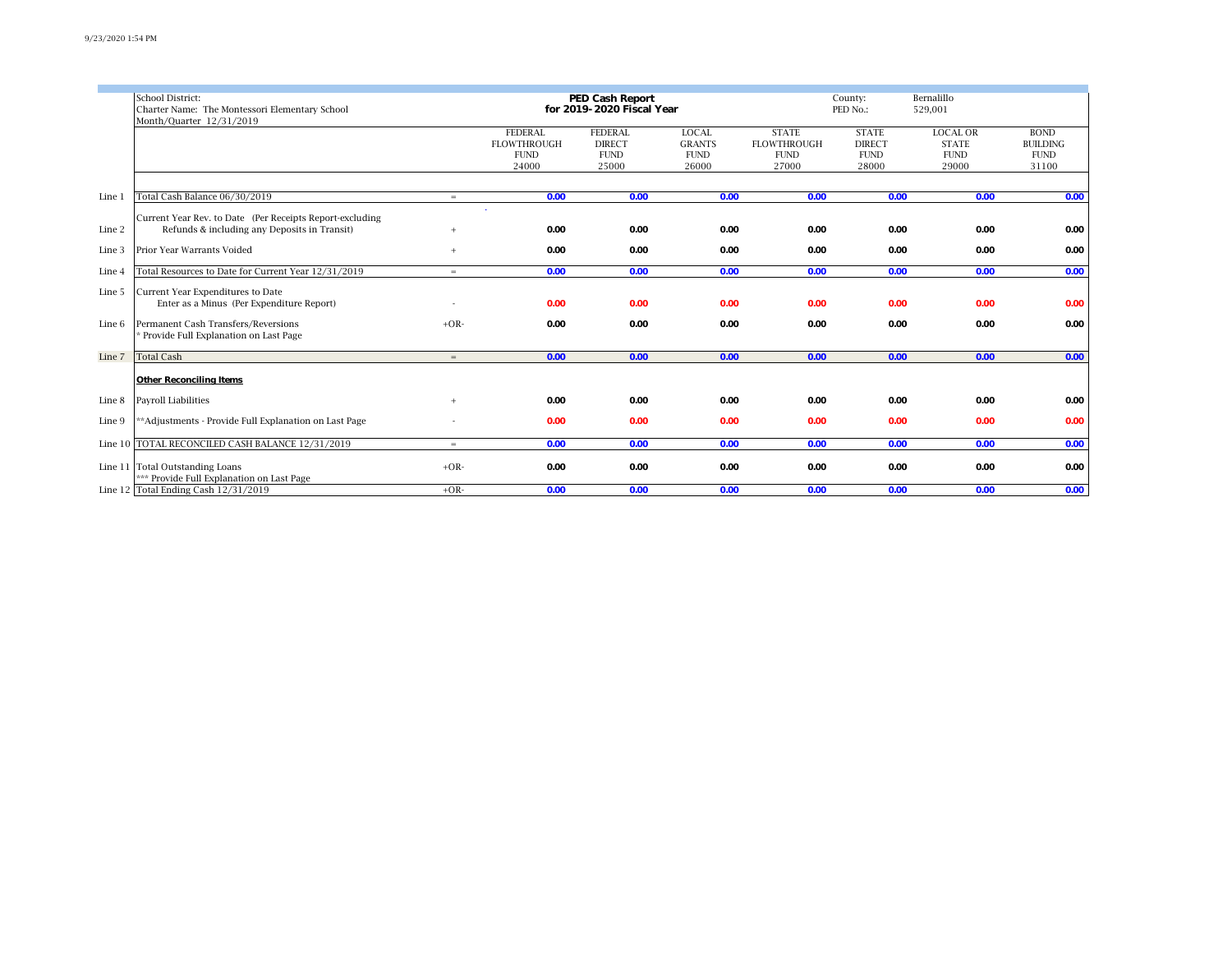School District:
Charter Name: The Montessori Elementary School
Month/Quarter 12/31/2019

**PED Cash Report**
**for 2019-2020 Fiscal Year**

County: Bernalillo
PED No.: 529,001

| | | | FEDERAL FLOWTHROUGH FUND 24000 | FEDERAL DIRECT FUND 25000 | LOCAL GRANTS FUND 26000 | STATE FLOWTHROUGH FUND 27000 | STATE DIRECT FUND 28000 | LOCAL OR STATE FUND 29000 | BOND BUILDING FUND 31100 |
|---|---|---|---|---|---|---|---|---|---|
| Line 1 | Total Cash Balance 06/30/2019 | = | 0.00 | 0.00 | 0.00 | 0.00 | 0.00 | 0.00 | 0.00 |
| Line 2 | Current Year Rev. to Date (Per Receipts Report-excluding Refunds & including any Deposits in Transit) | + | 0.00 | 0.00 | 0.00 | 0.00 | 0.00 | 0.00 | 0.00 |
| Line 3 | Prior Year Warrants Voided | + | 0.00 | 0.00 | 0.00 | 0.00 | 0.00 | 0.00 | 0.00 |
| Line 4 | Total Resources to Date for Current Year 12/31/2019 | = | 0.00 | 0.00 | 0.00 | 0.00 | 0.00 | 0.00 | 0.00 |
| Line 5 | Current Year Expenditures to Date Enter as a Minus (Per Expenditure Report) | - | 0.00 | 0.00 | 0.00 | 0.00 | 0.00 | 0.00 | 0.00 |
| Line 6 | Permanent Cash Transfers/Reversions * Provide Full Explanation on Last Page | +OR- | 0.00 | 0.00 | 0.00 | 0.00 | 0.00 | 0.00 | 0.00 |
| Line 7 | Total Cash | = | 0.00 | 0.00 | 0.00 | 0.00 | 0.00 | 0.00 | 0.00 |
| | **Other Reconciling Items** | | | | | | | | |
| Line 8 | Payroll Liabilities | + | 0.00 | 0.00 | 0.00 | 0.00 | 0.00 | 0.00 | 0.00 |
| Line 9 | **Adjustments - Provide Full Explanation on Last Page | - | 0.00 | 0.00 | 0.00 | 0.00 | 0.00 | 0.00 | 0.00 |
| Line 10 | TOTAL RECONCILED CASH BALANCE 12/31/2019 | = | 0.00 | 0.00 | 0.00 | 0.00 | 0.00 | 0.00 | 0.00 |
| Line 11 | Total Outstanding Loans *** Provide Full Explanation on Last Page | +OR- | 0.00 | 0.00 | 0.00 | 0.00 | 0.00 | 0.00 | 0.00 |
| Line 12 | Total Ending Cash 12/31/2019 | +OR- | 0.00 | 0.00 | 0.00 | 0.00 | 0.00 | 0.00 | 0.00 |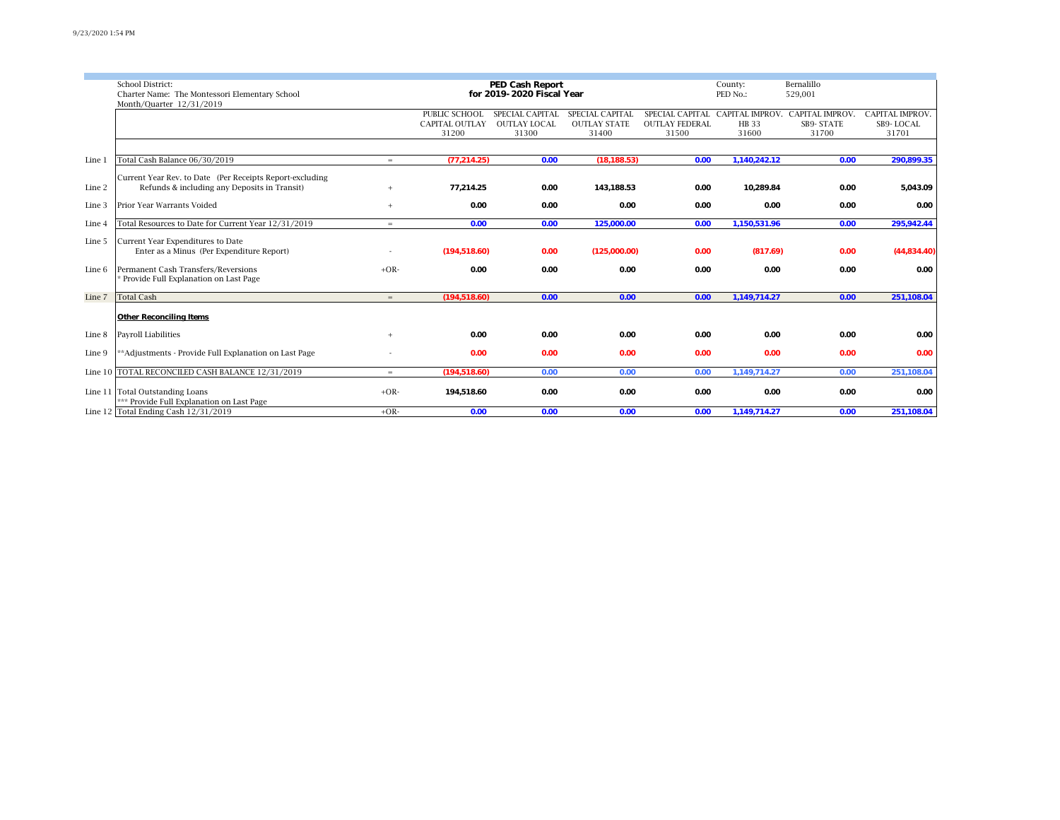School District:
Charter Name: The Montessori Elementary School
Month/Quarter 12/31/2019

**PED Cash Report**
**for 2019-2020 Fiscal Year**

County: Bernalillo
PED No.: 529,001

| | | | PUBLIC SCHOOL CAPITAL OUTLAY 31200 | SPECIAL CAPITAL OUTLAY LOCAL 31300 | SPECIAL CAPITAL OUTLAY STATE 31400 | SPECIAL CAPITAL OUTLAY FEDERAL 31500 | CAPITAL IMPROV. HB 33 31600 | CAPITAL IMPROV. SB9- STATE 31700 | CAPITAL IMPROV. SB9- LOCAL 31701 |
|---|---|---|---|---|---|---|---|---|---|
| Line 1 | Total Cash Balance 06/30/2019 | = | (77,214.25) | 0.00 | (18,188.53) | 0.00 | 1,140,242.12 | 0.00 | 290,899.35 |
| Line 2 | Current Year Rev. to Date (Per Receipts Report-excluding Refunds & including any Deposits in Transit) | + | 77,214.25 | 0.00 | 143,188.53 | 0.00 | 10,289.84 | 0.00 | 5,043.09 |
| Line 3 | Prior Year Warrants Voided | + | 0.00 | 0.00 | 0.00 | 0.00 | 0.00 | 0.00 | 0.00 |
| Line 4 | Total Resources to Date for Current Year 12/31/2019 | = | 0.00 | 0.00 | 125,000.00 | 0.00 | 1,150,531.96 | 0.00 | 295,942.44 |
| Line 5 | Current Year Expenditures to Date Enter as a Minus (Per Expenditure Report) | - | (194,518.60) | 0.00 | (125,000.00) | 0.00 | (817.69) | 0.00 | (44,834.40) |
| Line 6 | Permanent Cash Transfers/Reversions * Provide Full Explanation on Last Page | +OR- | 0.00 | 0.00 | 0.00 | 0.00 | 0.00 | 0.00 | 0.00 |
| Line 7 | Total Cash | = | (194,518.60) | 0.00 | 0.00 | 0.00 | 1,149,714.27 | 0.00 | 251,108.04 |
| | **Other Reconciling Items** | | | | | | | | |
| Line 8 | Payroll Liabilities | + | 0.00 | 0.00 | 0.00 | 0.00 | 0.00 | 0.00 | 0.00 |
| Line 9 | **Adjustments - Provide Full Explanation on Last Page | - | 0.00 | 0.00 | 0.00 | 0.00 | 0.00 | 0.00 | 0.00 |
| Line 10 | TOTAL RECONCILED CASH BALANCE 12/31/2019 | = | (194,518.60) | 0.00 | 0.00 | 0.00 | 1,149,714.27 | 0.00 | 251,108.04 |
| Line 11 | Total Outstanding Loans *** Provide Full Explanation on Last Page | +OR- | 194,518.60 | 0.00 | 0.00 | 0.00 | 0.00 | 0.00 | 0.00 |
| Line 12 | Total Ending Cash 12/31/2019 | +OR- | 0.00 | 0.00 | 0.00 | 0.00 | 1,149,714.27 | 0.00 | 251,108.04 |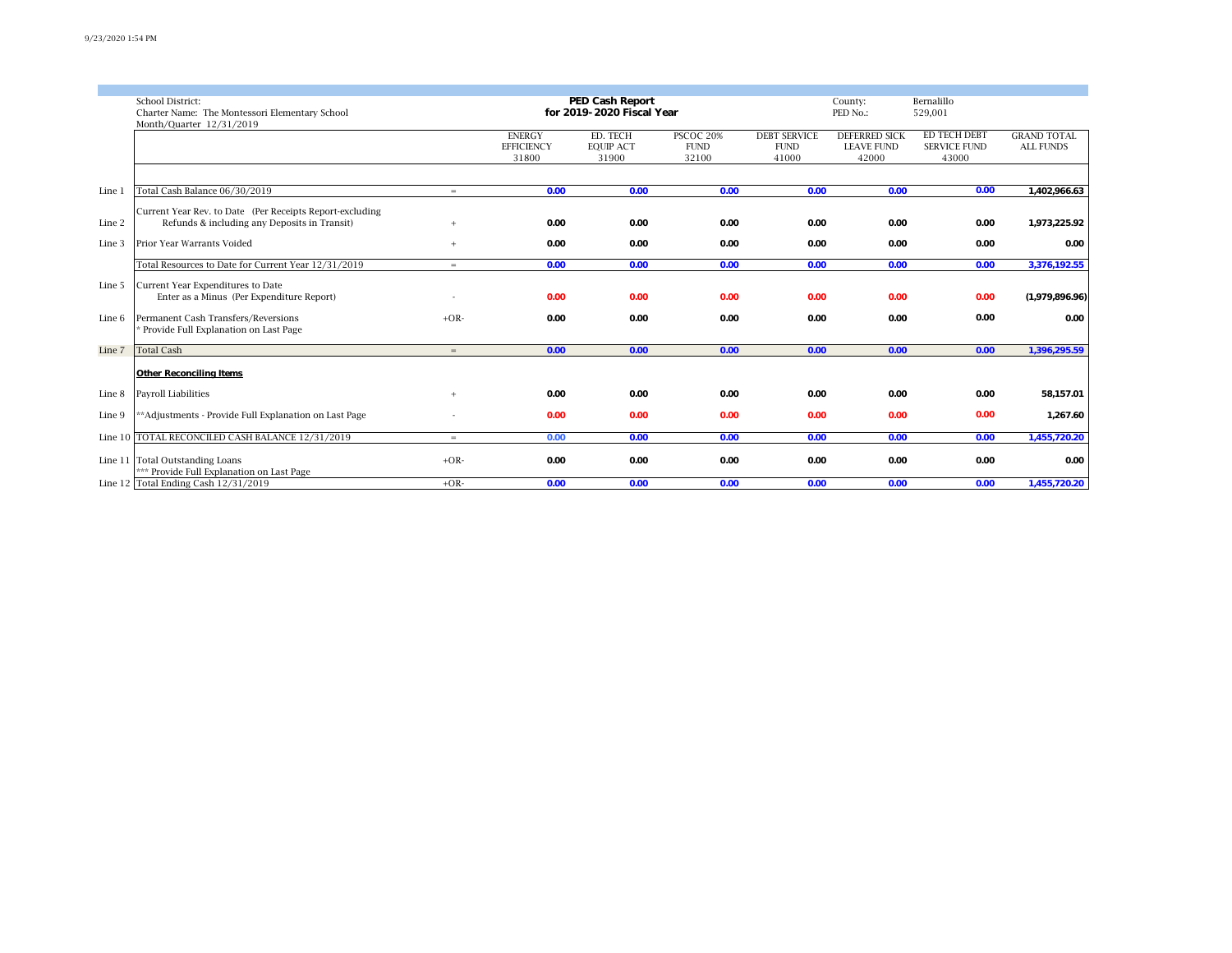School District:
Charter Name: The Montessori Elementary School
Month/Quarter 12/31/2019

**PED Cash Report**
**for 2019-2020 Fiscal Year**

County: Bernalillo
PED No.: 529,001

| | | | ENERGY EFFICIENCY 31800 | ED. TECH EQUIP ACT 31900 | PSCOC 20% FUND 32100 | DEBT SERVICE FUND 41000 | DEFERRED SICK LEAVE FUND 42000 | ED TECH DEBT SERVICE FUND 43000 | GRAND TOTAL ALL FUNDS |
|---|---|---|---|---|---|---|---|---|---|
| Line 1 | Total Cash Balance 06/30/2019 | = | 0.00 | 0.00 | 0.00 | 0.00 | 0.00 | 0.00 | 1,402,966.63 |
| Line 2 | Current Year Rev. to Date (Per Receipts Report-excluding Refunds & including any Deposits in Transit) | + | 0.00 | 0.00 | 0.00 | 0.00 | 0.00 | 0.00 | 1,973,225.92 |
| Line 3 | Prior Year Warrants Voided | + | 0.00 | 0.00 | 0.00 | 0.00 | 0.00 | 0.00 | 0.00 |
| | Total Resources to Date for Current Year 12/31/2019 | = | 0.00 | 0.00 | 0.00 | 0.00 | 0.00 | 0.00 | 3,376,192.55 |
| Line 5 | Current Year Expenditures to Date Enter as a Minus (Per Expenditure Report) | - | 0.00 | 0.00 | 0.00 | 0.00 | 0.00 | 0.00 | (1,979,896.96) |
| Line 6 | Permanent Cash Transfers/Reversions * Provide Full Explanation on Last Page | +OR- | 0.00 | 0.00 | 0.00 | 0.00 | 0.00 | 0.00 | 0.00 |
| Line 7 | Total Cash | = | 0.00 | 0.00 | 0.00 | 0.00 | 0.00 | 0.00 | 1,396,295.59 |
| | **Other Reconciling Items** | | | | | | | | |
| Line 8 | Payroll Liabilities | + | 0.00 | 0.00 | 0.00 | 0.00 | 0.00 | 0.00 | 58,157.01 |
| Line 9 | **Adjustments - Provide Full Explanation on Last Page | - | 0.00 | 0.00 | 0.00 | 0.00 | 0.00 | 0.00 | 1,267.60 |
| Line 10 | TOTAL RECONCILED CASH BALANCE 12/31/2019 | = | 0.00 | 0.00 | 0.00 | 0.00 | 0.00 | 0.00 | 1,455,720.20 |
| Line 11 | Total Outstanding Loans *** Provide Full Explanation on Last Page | +OR- | 0.00 | 0.00 | 0.00 | 0.00 | 0.00 | 0.00 | 0.00 |
| Line 12 | Total Ending Cash 12/31/2019 | +OR- | 0.00 | 0.00 | 0.00 | 0.00 | 0.00 | 0.00 | 1,455,720.20 |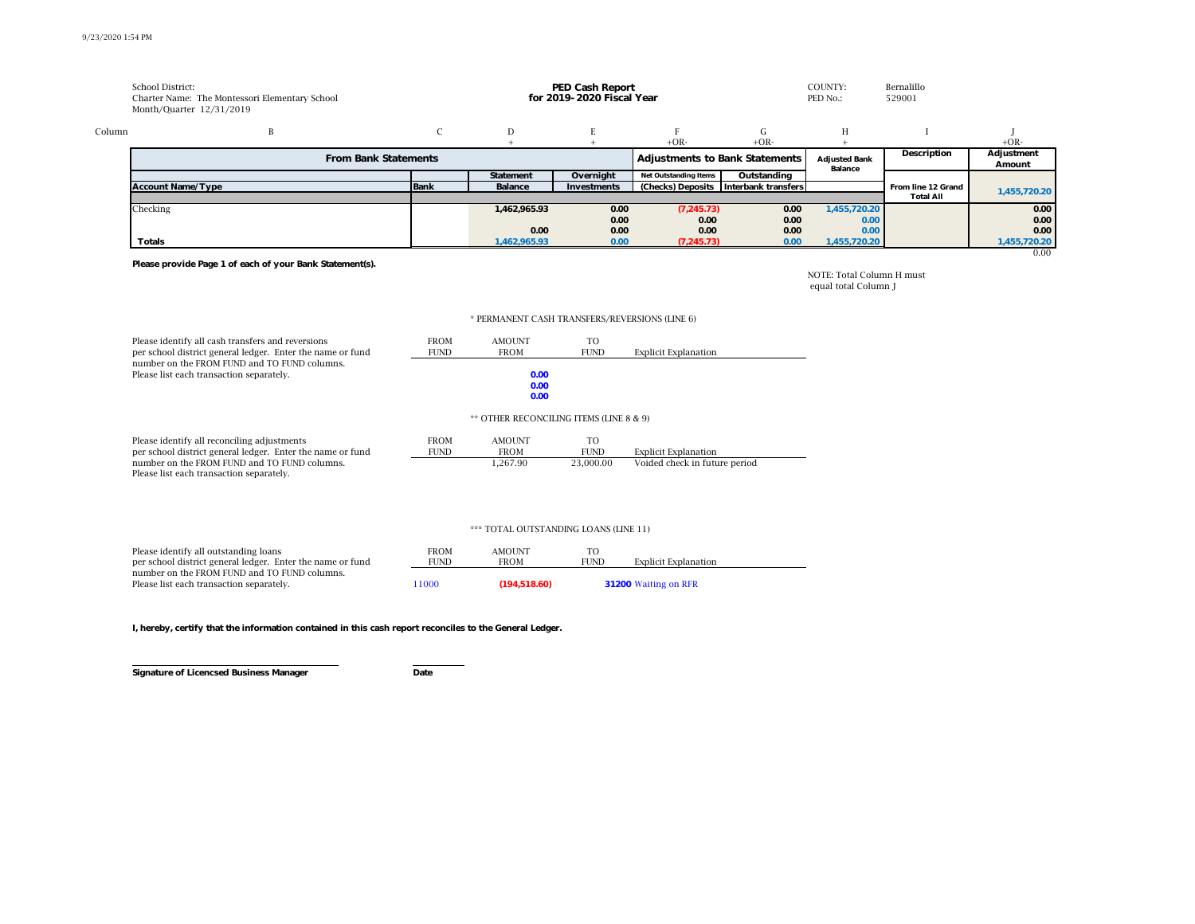School District:
Charter Name: The Montessori Elementary School
Month/Quarter 12/31/2019

**PED Cash Report**
**for 2019-2020 Fiscal Year**

COUNTY: Bernalillo
PED No.: 529001

| Column B | C | D + | E + | F +OR- | G +OR- | H + | I | J +OR- |
|---|---|---|---|---|---|---|---|---|
| **From Bank Statements** | | | | **Adjustments to Bank Statements** | | **Adjusted Bank Balance** | **Description** | **Adjustment Amount** |
| | | **Statement** | **Overnight** | **Net Outstanding Items** | **Outstanding** | | | |
| **Account Name/Type** | **Bank** | **Balance** | **Investments** | **(Checks) Deposits** | **Interbank transfers** | | **From line 12 Grand Total All** | **1,455,720.20** |
| Checking | | 1,462,965.93 | 0.00 | (7,245.73) | 0.00 | 1,455,720.20 | | 0.00 |
| | | | 0.00 | 0.00 | 0.00 | 0.00 | | 0.00 |
| | | 0.00 | 0.00 | 0.00 | 0.00 | 0.00 | | 0.00 |
| **Totals** | | 1,462,965.93 | 0.00 | (7,245.73) | 0.00 | 1,455,720.20 | | 1,455,720.20 |
| | | | | | | | | 0.00 |

**Please provide Page 1 of each of your Bank Statement(s).**

NOTE: Total Column H must equal total Column J

\* PERMANENT CASH TRANSFERS/REVERSIONS (LINE 6)

Please identify all cash transfers and reversions per school district general ledger. Enter the name or fund number on the FROM FUND and TO FUND columns. Please list each transaction separately.

| FROM FUND | AMOUNT FROM | TO FUND | Explicit Explanation |
|---|---|---|---|
| | 0.00 | | |
| | 0.00 | | |
| | 0.00 | | |

\*\* OTHER RECONCILING ITEMS (LINE 8 & 9)

Please identify all reconciling adjustments per school district general ledger. Enter the name or fund number on the FROM FUND and TO FUND columns. Please list each transaction separately.

| FROM FUND | AMOUNT FROM | TO FUND | Explicit Explanation |
|---|---|---|---|
| | 1,267.90 | 23,000.00 | Voided check in future period |

\*\*\* TOTAL OUTSTANDING LOANS (LINE 11)

Please identify all outstanding loans per school district general ledger. Enter the name or fund number on the FROM FUND and TO FUND columns. Please list each transaction separately.

| FROM FUND | AMOUNT FROM | TO FUND | Explicit Explanation |
|---|---|---|---|
| 11000 | (194,518.60) | 31200 | Waiting on RFR |

**I, hereby, certify that the information contained in this cash report reconciles to the General Ledger.**

**Signature of Licencsed Business Manager** **Date**